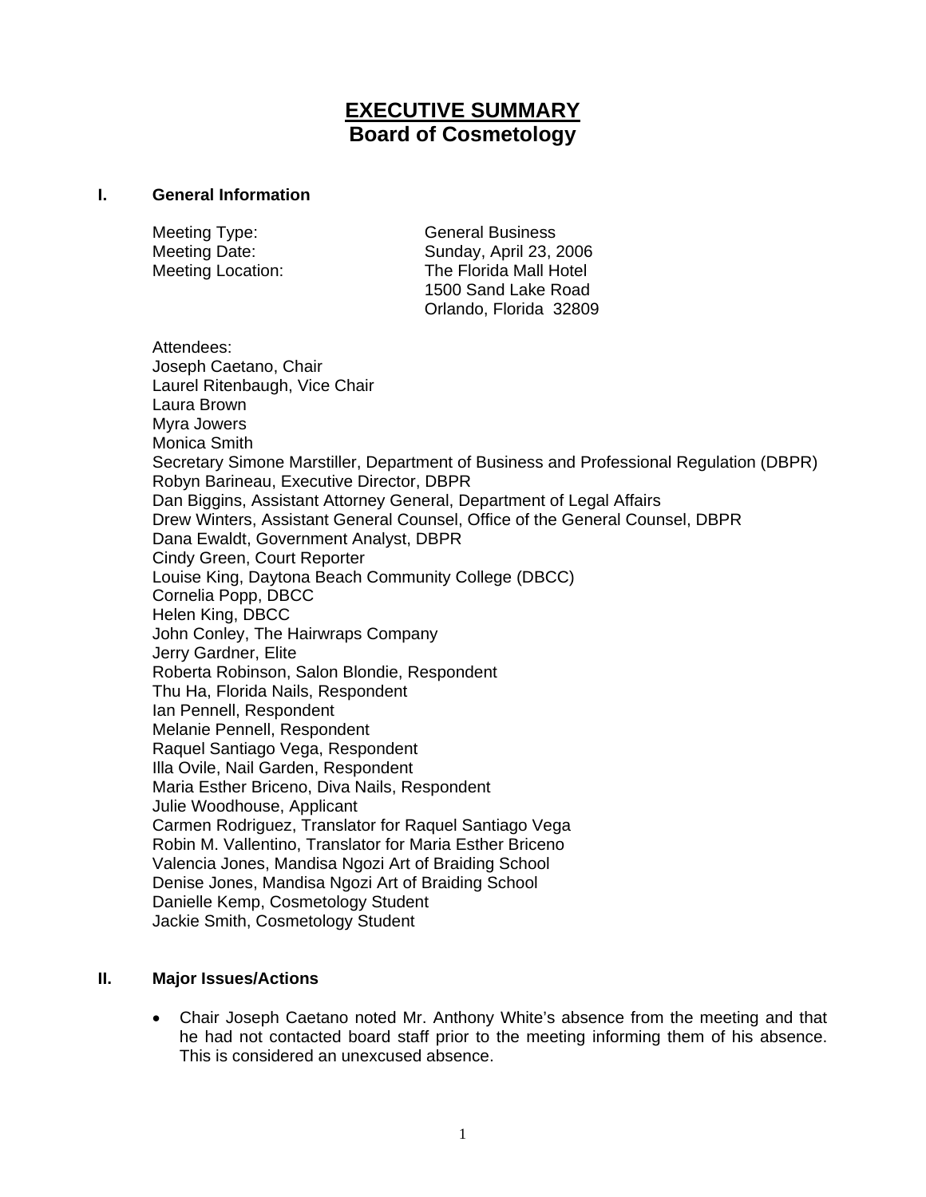# EXECUTIVE SUMMARY
## Board of Cosmetology

### I. General Information

Meeting Type: General Business
Meeting Date: Sunday, April 23, 2006
Meeting Location: The Florida Mall Hotel
1500 Sand Lake Road
Orlando, Florida 32809

Attendees:
Joseph Caetano, Chair
Laurel Ritenbaugh, Vice Chair
Laura Brown
Myra Jowers
Monica Smith
Secretary Simone Marstiller, Department of Business and Professional Regulation (DBPR)
Robyn Barineau, Executive Director, DBPR
Dan Biggins, Assistant Attorney General, Department of Legal Affairs
Drew Winters, Assistant General Counsel, Office of the General Counsel, DBPR
Dana Ewaldt, Government Analyst, DBPR
Cindy Green, Court Reporter
Louise King, Daytona Beach Community College (DBCC)
Cornelia Popp, DBCC
Helen King, DBCC
John Conley, The Hairwraps Company
Jerry Gardner, Elite
Roberta Robinson, Salon Blondie, Respondent
Thu Ha, Florida Nails, Respondent
Ian Pennell, Respondent
Melanie Pennell, Respondent
Raquel Santiago Vega, Respondent
Illa Ovile, Nail Garden, Respondent
Maria Esther Briceno, Diva Nails, Respondent
Julie Woodhouse, Applicant
Carmen Rodriguez, Translator for Raquel Santiago Vega
Robin M. Vallentino, Translator for Maria Esther Briceno
Valencia Jones, Mandisa Ngozi Art of Braiding School
Denise Jones, Mandisa Ngozi Art of Braiding School
Danielle Kemp, Cosmetology Student
Jackie Smith, Cosmetology Student

### II. Major Issues/Actions

- Chair Joseph Caetano noted Mr. Anthony White's absence from the meeting and that he had not contacted board staff prior to the meeting informing them of his absence. This is considered an unexcused absence.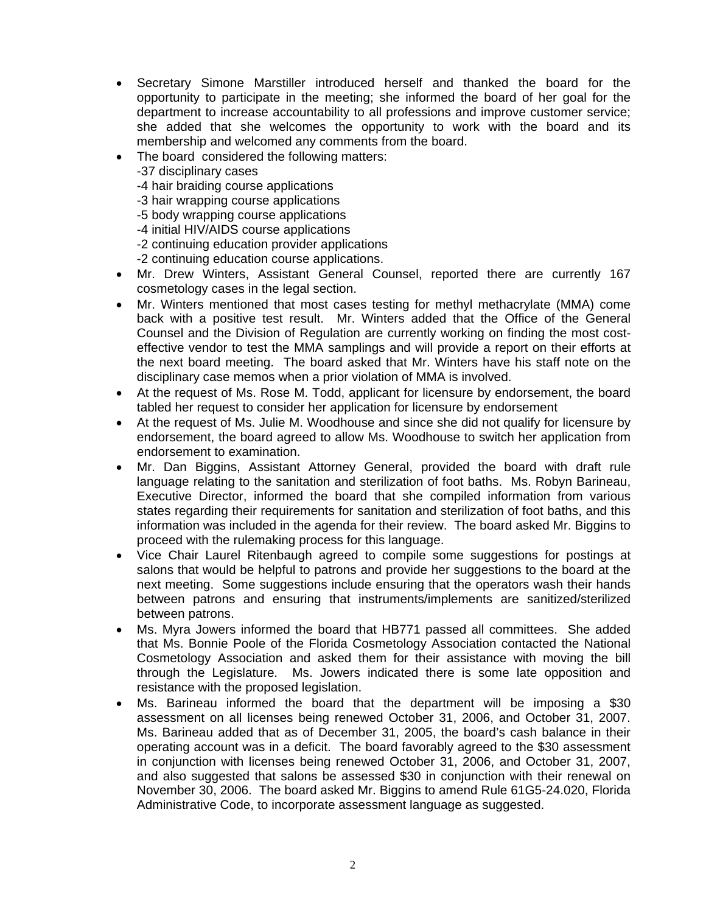- Secretary Simone Marstiller introduced herself and thanked the board for the opportunity to participate in the meeting; she informed the board of her goal for the department to increase accountability to all professions and improve customer service; she added that she welcomes the opportunity to work with the board and its membership and welcomed any comments from the board.
- The board considered the following matters:
  -37 disciplinary cases
  -4 hair braiding course applications
  -3 hair wrapping course applications
  -5 body wrapping course applications
  -4 initial HIV/AIDS course applications
  -2 continuing education provider applications
  -2 continuing education course applications.
- Mr. Drew Winters, Assistant General Counsel, reported there are currently 167 cosmetology cases in the legal section.
- Mr. Winters mentioned that most cases testing for methyl methacrylate (MMA) come back with a positive test result. Mr. Winters added that the Office of the General Counsel and the Division of Regulation are currently working on finding the most cost-effective vendor to test the MMA samplings and will provide a report on their efforts at the next board meeting. The board asked that Mr. Winters have his staff note on the disciplinary case memos when a prior violation of MMA is involved.
- At the request of Ms. Rose M. Todd, applicant for licensure by endorsement, the board tabled her request to consider her application for licensure by endorsement
- At the request of Ms. Julie M. Woodhouse and since she did not qualify for licensure by endorsement, the board agreed to allow Ms. Woodhouse to switch her application from endorsement to examination.
- Mr. Dan Biggins, Assistant Attorney General, provided the board with draft rule language relating to the sanitation and sterilization of foot baths. Ms. Robyn Barineau, Executive Director, informed the board that she compiled information from various states regarding their requirements for sanitation and sterilization of foot baths, and this information was included in the agenda for their review. The board asked Mr. Biggins to proceed with the rulemaking process for this language.
- Vice Chair Laurel Ritenbaugh agreed to compile some suggestions for postings at salons that would be helpful to patrons and provide her suggestions to the board at the next meeting. Some suggestions include ensuring that the operators wash their hands between patrons and ensuring that instruments/implements are sanitized/sterilized between patrons.
- Ms. Myra Jowers informed the board that HB771 passed all committees. She added that Ms. Bonnie Poole of the Florida Cosmetology Association contacted the National Cosmetology Association and asked them for their assistance with moving the bill through the Legislature. Ms. Jowers indicated there is some late opposition and resistance with the proposed legislation.
- Ms. Barineau informed the board that the department will be imposing a $30 assessment on all licenses being renewed October 31, 2006, and October 31, 2007. Ms. Barineau added that as of December 31, 2005, the board's cash balance in their operating account was in a deficit. The board favorably agreed to the $30 assessment in conjunction with licenses being renewed October 31, 2006, and October 31, 2007, and also suggested that salons be assessed $30 in conjunction with their renewal on November 30, 2006. The board asked Mr. Biggins to amend Rule 61G5-24.020, Florida Administrative Code, to incorporate assessment language as suggested.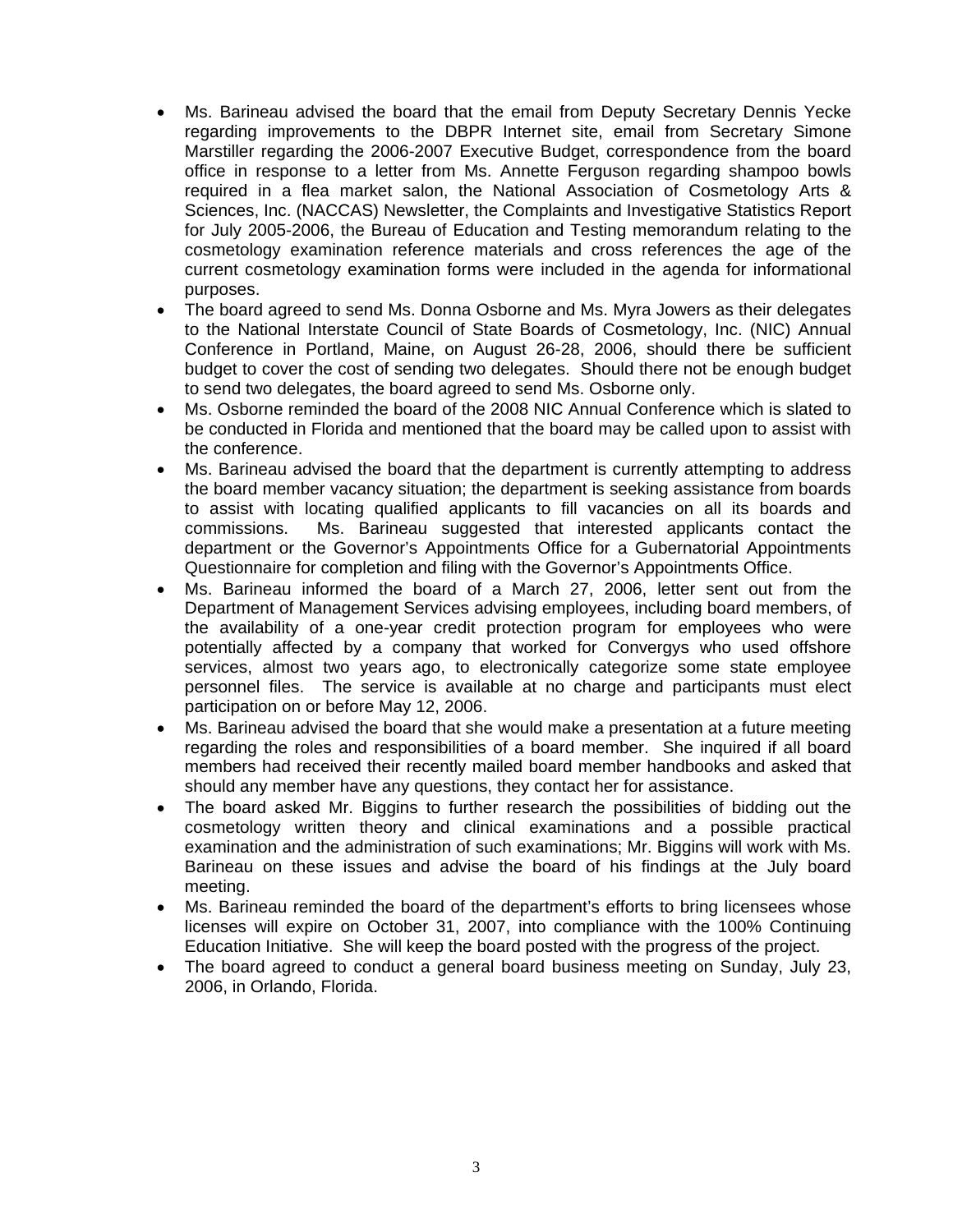- Ms. Barineau advised the board that the email from Deputy Secretary Dennis Yecke regarding improvements to the DBPR Internet site, email from Secretary Simone Marstiller regarding the 2006-2007 Executive Budget, correspondence from the board office in response to a letter from Ms. Annette Ferguson regarding shampoo bowls required in a flea market salon, the National Association of Cosmetology Arts & Sciences, Inc. (NACCAS) Newsletter, the Complaints and Investigative Statistics Report for July 2005-2006, the Bureau of Education and Testing memorandum relating to the cosmetology examination reference materials and cross references the age of the current cosmetology examination forms were included in the agenda for informational purposes.
- The board agreed to send Ms. Donna Osborne and Ms. Myra Jowers as their delegates to the National Interstate Council of State Boards of Cosmetology, Inc. (NIC) Annual Conference in Portland, Maine, on August 26-28, 2006, should there be sufficient budget to cover the cost of sending two delegates. Should there not be enough budget to send two delegates, the board agreed to send Ms. Osborne only.
- Ms. Osborne reminded the board of the 2008 NIC Annual Conference which is slated to be conducted in Florida and mentioned that the board may be called upon to assist with the conference.
- Ms. Barineau advised the board that the department is currently attempting to address the board member vacancy situation; the department is seeking assistance from boards to assist with locating qualified applicants to fill vacancies on all its boards and commissions. Ms. Barineau suggested that interested applicants contact the department or the Governor's Appointments Office for a Gubernatorial Appointments Questionnaire for completion and filing with the Governor's Appointments Office.
- Ms. Barineau informed the board of a March 27, 2006, letter sent out from the Department of Management Services advising employees, including board members, of the availability of a one-year credit protection program for employees who were potentially affected by a company that worked for Convergys who used offshore services, almost two years ago, to electronically categorize some state employee personnel files. The service is available at no charge and participants must elect participation on or before May 12, 2006.
- Ms. Barineau advised the board that she would make a presentation at a future meeting regarding the roles and responsibilities of a board member. She inquired if all board members had received their recently mailed board member handbooks and asked that should any member have any questions, they contact her for assistance.
- The board asked Mr. Biggins to further research the possibilities of bidding out the cosmetology written theory and clinical examinations and a possible practical examination and the administration of such examinations; Mr. Biggins will work with Ms. Barineau on these issues and advise the board of his findings at the July board meeting.
- Ms. Barineau reminded the board of the department's efforts to bring licensees whose licenses will expire on October 31, 2007, into compliance with the 100% Continuing Education Initiative. She will keep the board posted with the progress of the project.
- The board agreed to conduct a general board business meeting on Sunday, July 23, 2006, in Orlando, Florida.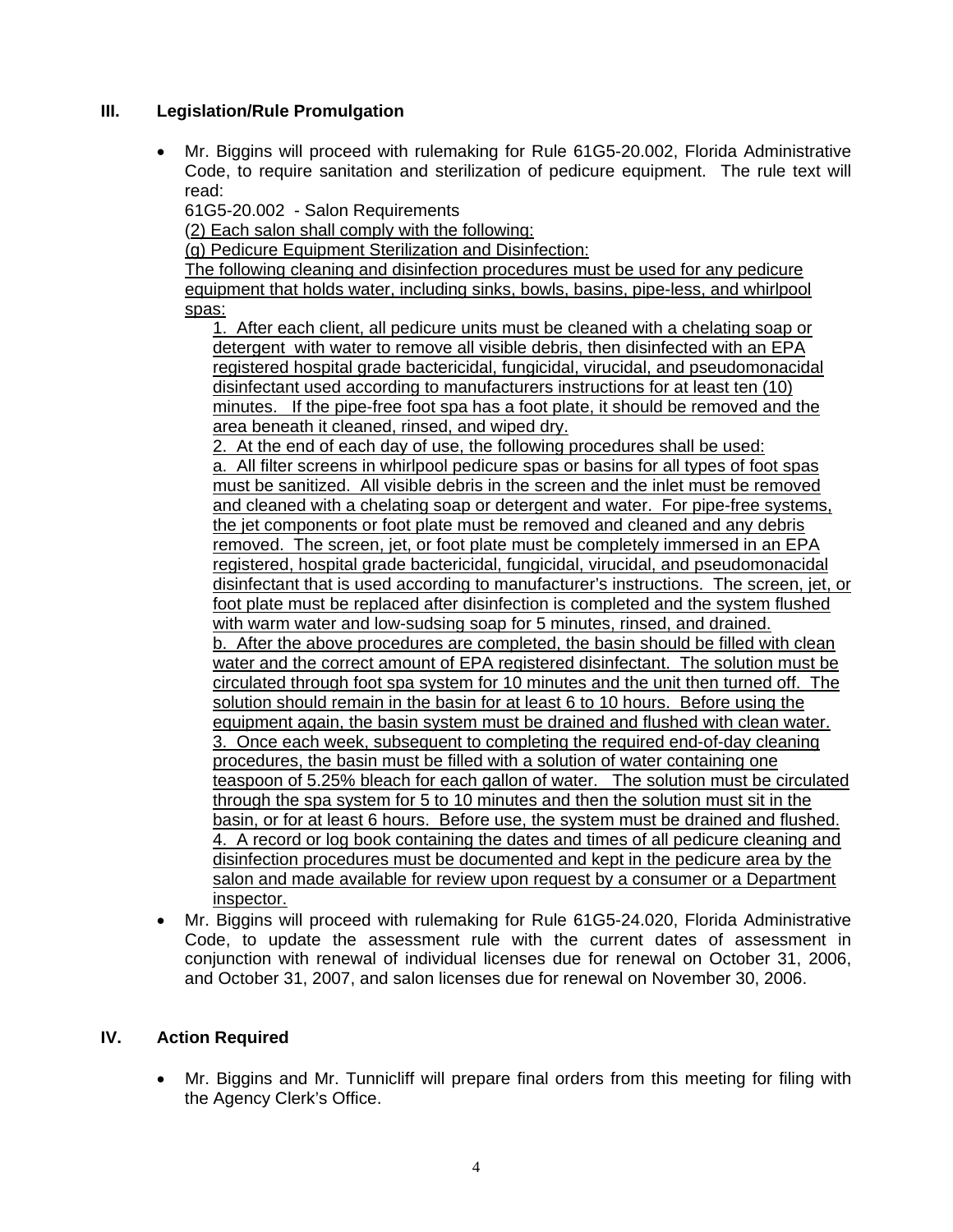## III. Legislation/Rule Promulgation

- Mr. Biggins will proceed with rulemaking for Rule 61G5-20.002, Florida Administrative Code, to require sanitation and sterilization of pedicure equipment. The rule text will read:

  61G5-20.002 - Salon Requirements

  (2) Each salon shall comply with the following:

  (g) Pedicure Equipment Sterilization and Disinfection:

  The following cleaning and disinfection procedures must be used for any pedicure equipment that holds water, including sinks, bowls, basins, pipe-less, and whirlpool spas:

  1. After each client, all pedicure units must be cleaned with a chelating soap or detergent with water to remove all visible debris, then disinfected with an EPA registered hospital grade bactericidal, fungicidal, virucidal, and pseudomonacidal disinfectant used according to manufacturers instructions for at least ten (10) minutes. If the pipe-free foot spa has a foot plate, it should be removed and the area beneath it cleaned, rinsed, and wiped dry.
  2. At the end of each day of use, the following procedures shall be used:
     a. All filter screens in whirlpool pedicure spas or basins for all types of foot spas must be sanitized. All visible debris in the screen and the inlet must be removed and cleaned with a chelating soap or detergent and water. For pipe-free systems, the jet components or foot plate must be removed and cleaned and any debris removed. The screen, jet, or foot plate must be completely immersed in an EPA registered, hospital grade bactericidal, fungicidal, virucidal, and pseudomonacidal disinfectant that is used according to manufacturer's instructions. The screen, jet, or foot plate must be replaced after disinfection is completed and the system flushed with warm water and low-sudsing soap for 5 minutes, rinsed, and drained.
     b. After the above procedures are completed, the basin should be filled with clean water and the correct amount of EPA registered disinfectant. The solution must be circulated through foot spa system for 10 minutes and the unit then turned off. The solution should remain in the basin for at least 6 to 10 hours. Before using the equipment again, the basin system must be drained and flushed with clean water.
  3. Once each week, subsequent to completing the required end-of-day cleaning procedures, the basin must be filled with a solution of water containing one teaspoon of 5.25% bleach for each gallon of water. The solution must be circulated through the spa system for 5 to 10 minutes and then the solution must sit in the basin, or for at least 6 hours. Before use, the system must be drained and flushed.
  4. A record or log book containing the dates and times of all pedicure cleaning and disinfection procedures must be documented and kept in the pedicure area by the salon and made available for review upon request by a consumer or a Department inspector.

- Mr. Biggins will proceed with rulemaking for Rule 61G5-24.020, Florida Administrative Code, to update the assessment rule with the current dates of assessment in conjunction with renewal of individual licenses due for renewal on October 31, 2006, and October 31, 2007, and salon licenses due for renewal on November 30, 2006.

## IV. Action Required

- Mr. Biggins and Mr. Tunnicliff will prepare final orders from this meeting for filing with the Agency Clerk's Office.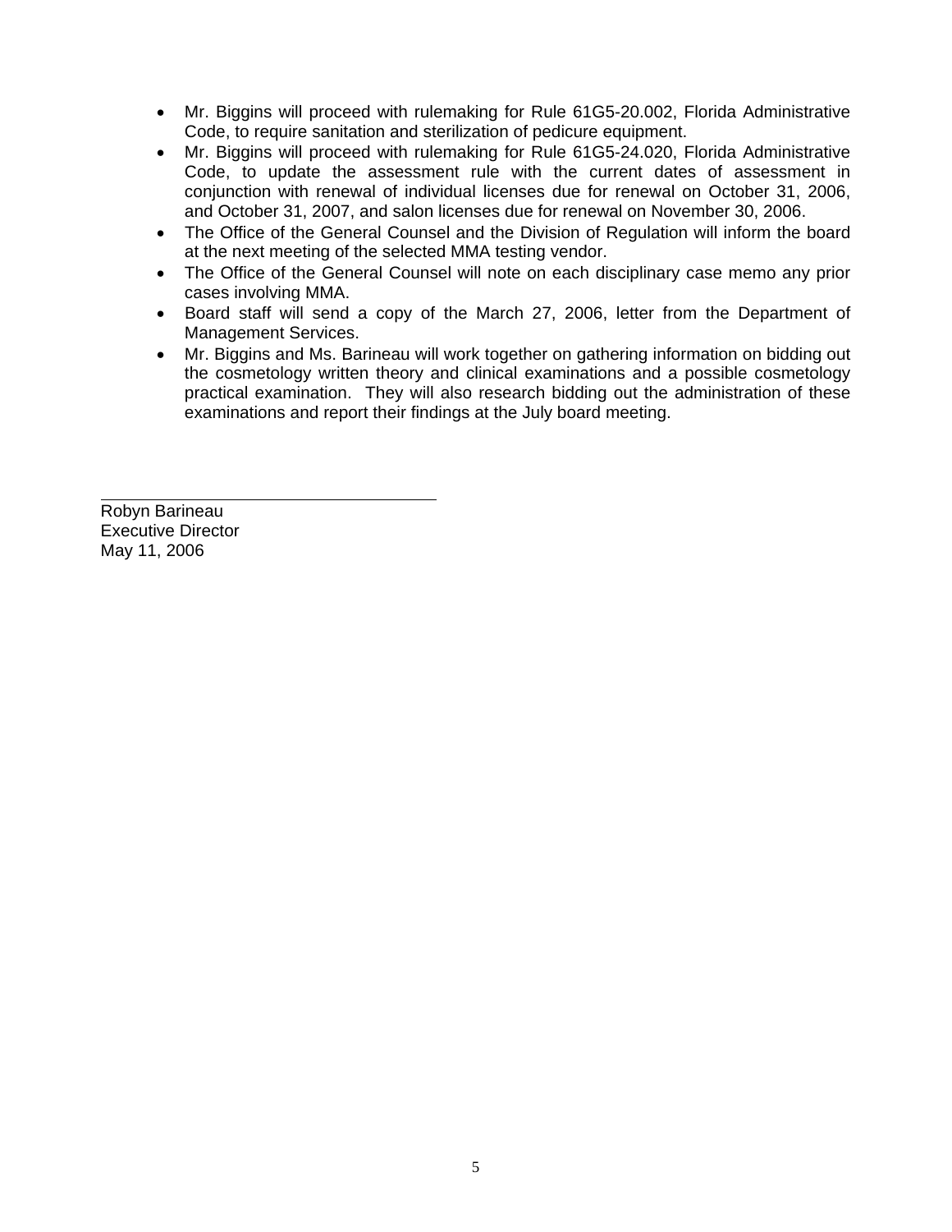- Mr. Biggins will proceed with rulemaking for Rule 61G5-20.002, Florida Administrative Code, to require sanitation and sterilization of pedicure equipment.
- Mr. Biggins will proceed with rulemaking for Rule 61G5-24.020, Florida Administrative Code, to update the assessment rule with the current dates of assessment in conjunction with renewal of individual licenses due for renewal on October 31, 2006, and October 31, 2007, and salon licenses due for renewal on November 30, 2006.
- The Office of the General Counsel and the Division of Regulation will inform the board at the next meeting of the selected MMA testing vendor.
- The Office of the General Counsel will note on each disciplinary case memo any prior cases involving MMA.
- Board staff will send a copy of the March 27, 2006, letter from the Department of Management Services.
- Mr. Biggins and Ms. Barineau will work together on gathering information on bidding out the cosmetology written theory and clinical examinations and a possible cosmetology practical examination. They will also research bidding out the administration of these examinations and report their findings at the July board meeting.

\_\_\_\_\_\_\_\_\_\_\_\_\_\_\_\_\_\_\_\_\_\_\_\_\_\_\_\_\_\_\_\_\_\_\_\_

Robyn Barineau
Executive Director
May 11, 2006